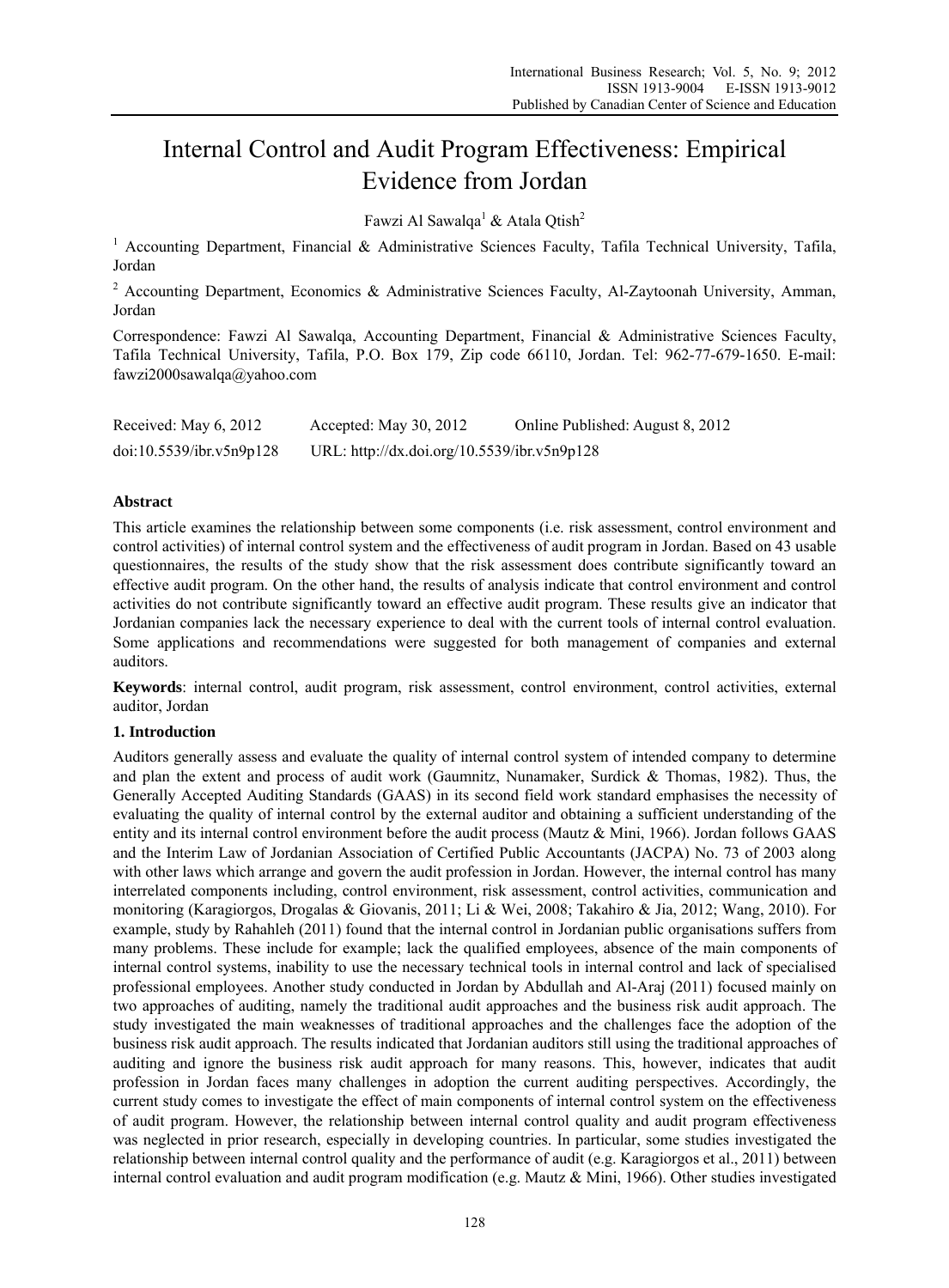# Internal Control and Audit Program Effectiveness: Empirical Evidence from Jordan

Fawzi Al Sawalqa[1] & Atala Qtish[2]

[1] Accounting Department, Financial & Administrative Sciences Faculty, Tafila Technical University, Tafila, Jordan

[2] Accounting Department, Economics & Administrative Sciences Faculty, Al-Zaytoonah University, Amman, Jordan

Correspondence: Fawzi Al Sawalqa, Accounting Department, Financial & Administrative Sciences Faculty, Tafila Technical University, Tafila, P.O. Box 179, Zip code 66110, Jordan. Tel: 962-77-679-1650. E-mail: fawzi2000sawalqa@yahoo.com

Received: May 6, 2012 Accepted: May 30, 2012 Online Published: August 8, 2012

doi:10.5539/ibr.v5n9p128 URL: http://dx.doi.org/10.5539/ibr.v5n9p128

## Abstract

This article examines the relationship between some components (i.e. risk assessment, control environment and control activities) of internal control system and the effectiveness of audit program in Jordan. Based on 43 usable questionnaires, the results of the study show that the risk assessment does contribute significantly toward an effective audit program. On the other hand, the results of analysis indicate that control environment and control activities do not contribute significantly toward an effective audit program. These results give an indicator that Jordanian companies lack the necessary experience to deal with the current tools of internal control evaluation. Some applications and recommendations were suggested for both management of companies and external auditors.

**Keywords**: internal control, audit program, risk assessment, control environment, control activities, external auditor, Jordan

## 1. Introduction

Auditors generally assess and evaluate the quality of internal control system of intended company to determine and plan the extent and process of audit work (Gaumnitz, Nunamaker, Surdick & Thomas, 1982). Thus, the Generally Accepted Auditing Standards (GAAS) in its second field work standard emphasises the necessity of evaluating the quality of internal control by the external auditor and obtaining a sufficient understanding of the entity and its internal control environment before the audit process (Mautz & Mini, 1966). Jordan follows GAAS and the Interim Law of Jordanian Association of Certified Public Accountants (JACPA) No. 73 of 2003 along with other laws which arrange and govern the audit profession in Jordan. However, the internal control has many interrelated components including, control environment, risk assessment, control activities, communication and monitoring (Karagiorgos, Drogalas & Giovanis, 2011; Li & Wei, 2008; Takahiro & Jia, 2012; Wang, 2010). For example, study by Rahahleh (2011) found that the internal control in Jordanian public organisations suffers from many problems. These include for example; lack the qualified employees, absence of the main components of internal control systems, inability to use the necessary technical tools in internal control and lack of specialised professional employees. Another study conducted in Jordan by Abdullah and Al-Araj (2011) focused mainly on two approaches of auditing, namely the traditional audit approaches and the business risk audit approach. The study investigated the main weaknesses of traditional approaches and the challenges face the adoption of the business risk audit approach. The results indicated that Jordanian auditors still using the traditional approaches of auditing and ignore the business risk audit approach for many reasons. This, however, indicates that audit profession in Jordan faces many challenges in adoption the current auditing perspectives. Accordingly, the current study comes to investigate the effect of main components of internal control system on the effectiveness of audit program. However, the relationship between internal control quality and audit program effectiveness was neglected in prior research, especially in developing countries. In particular, some studies investigated the relationship between internal control quality and the performance of audit (e.g. Karagiorgos et al., 2011) between internal control evaluation and audit program modification (e.g. Mautz & Mini, 1966). Other studies investigated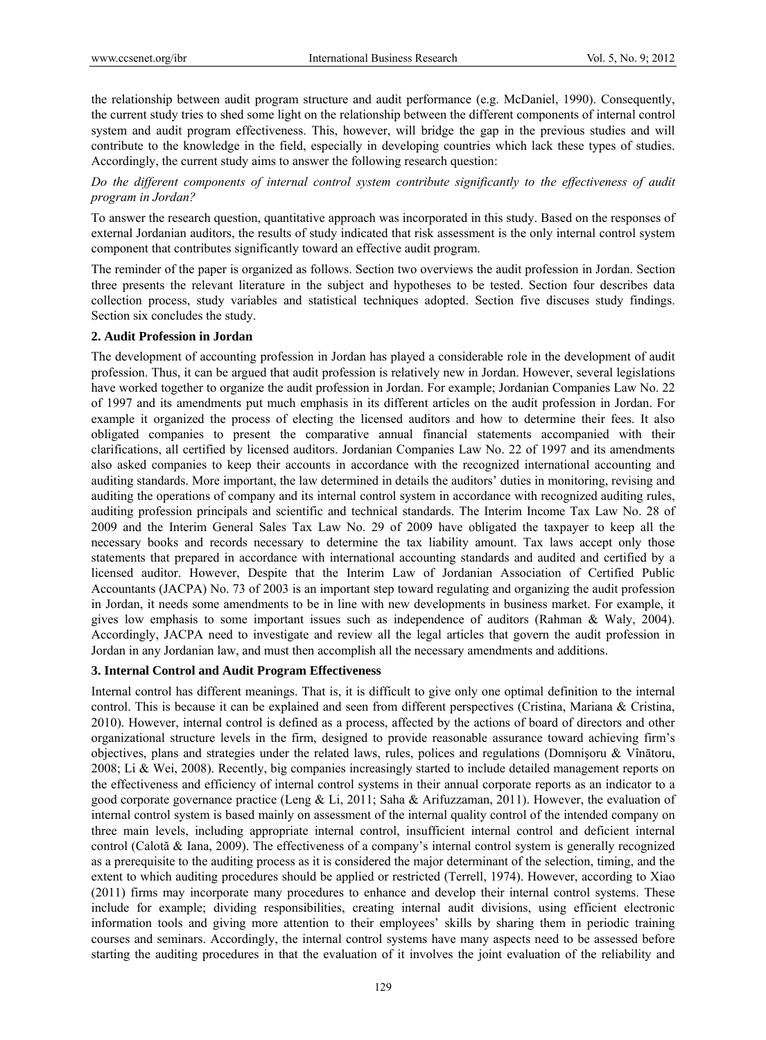the relationship between audit program structure and audit performance (e.g. McDaniel, 1990). Consequently, the current study tries to shed some light on the relationship between the different components of internal control system and audit program effectiveness. This, however, will bridge the gap in the previous studies and will contribute to the knowledge in the field, especially in developing countries which lack these types of studies. Accordingly, the current study aims to answer the following research question:

*Do the different components of internal control system contribute significantly to the effectiveness of audit program in Jordan?*

To answer the research question, quantitative approach was incorporated in this study. Based on the responses of external Jordanian auditors, the results of study indicated that risk assessment is the only internal control system component that contributes significantly toward an effective audit program.

The reminder of the paper is organized as follows. Section two overviews the audit profession in Jordan. Section three presents the relevant literature in the subject and hypotheses to be tested. Section four describes data collection process, study variables and statistical techniques adopted. Section five discuses study findings. Section six concludes the study.

## 2. Audit Profession in Jordan

The development of accounting profession in Jordan has played a considerable role in the development of audit profession. Thus, it can be argued that audit profession is relatively new in Jordan. However, several legislations have worked together to organize the audit profession in Jordan. For example; Jordanian Companies Law No. 22 of 1997 and its amendments put much emphasis in its different articles on the audit profession in Jordan. For example it organized the process of electing the licensed auditors and how to determine their fees. It also obligated companies to present the comparative annual financial statements accompanied with their clarifications, all certified by licensed auditors. Jordanian Companies Law No. 22 of 1997 and its amendments also asked companies to keep their accounts in accordance with the recognized international accounting and auditing standards. More important, the law determined in details the auditors' duties in monitoring, revising and auditing the operations of company and its internal control system in accordance with recognized auditing rules, auditing profession principals and scientific and technical standards. The Interim Income Tax Law No. 28 of 2009 and the Interim General Sales Tax Law No. 29 of 2009 have obligated the taxpayer to keep all the necessary books and records necessary to determine the tax liability amount. Tax laws accept only those statements that prepared in accordance with international accounting standards and audited and certified by a licensed auditor. However, Despite that the Interim Law of Jordanian Association of Certified Public Accountants (JACPA) No. 73 of 2003 is an important step toward regulating and organizing the audit profession in Jordan, it needs some amendments to be in line with new developments in business market. For example, it gives low emphasis to some important issues such as independence of auditors (Rahman & Waly, 2004). Accordingly, JACPA need to investigate and review all the legal articles that govern the audit profession in Jordan in any Jordanian law, and must then accomplish all the necessary amendments and additions.

## 3. Internal Control and Audit Program Effectiveness

Internal control has different meanings. That is, it is difficult to give only one optimal definition to the internal control. This is because it can be explained and seen from different perspectives (Cristina, Mariana & Cristina, 2010). However, internal control is defined as a process, affected by the actions of board of directors and other organizational structure levels in the firm, designed to provide reasonable assurance toward achieving firm's objectives, plans and strategies under the related laws, rules, polices and regulations (Domnişoru & Vînătoru, 2008; Li & Wei, 2008). Recently, big companies increasingly started to include detailed management reports on the effectiveness and efficiency of internal control systems in their annual corporate reports as an indicator to a good corporate governance practice (Leng & Li, 2011; Saha & Arifuzzaman, 2011). However, the evaluation of internal control system is based mainly on assessment of the internal quality control of the intended company on three main levels, including appropriate internal control, insufficient internal control and deficient internal control (Calotă & Iana, 2009). The effectiveness of a company's internal control system is generally recognized as a prerequisite to the auditing process as it is considered the major determinant of the selection, timing, and the extent to which auditing procedures should be applied or restricted (Terrell, 1974). However, according to Xiao (2011) firms may incorporate many procedures to enhance and develop their internal control systems. These include for example; dividing responsibilities, creating internal audit divisions, using efficient electronic information tools and giving more attention to their employees' skills by sharing them in periodic training courses and seminars. Accordingly, the internal control systems have many aspects need to be assessed before starting the auditing procedures in that the evaluation of it involves the joint evaluation of the reliability and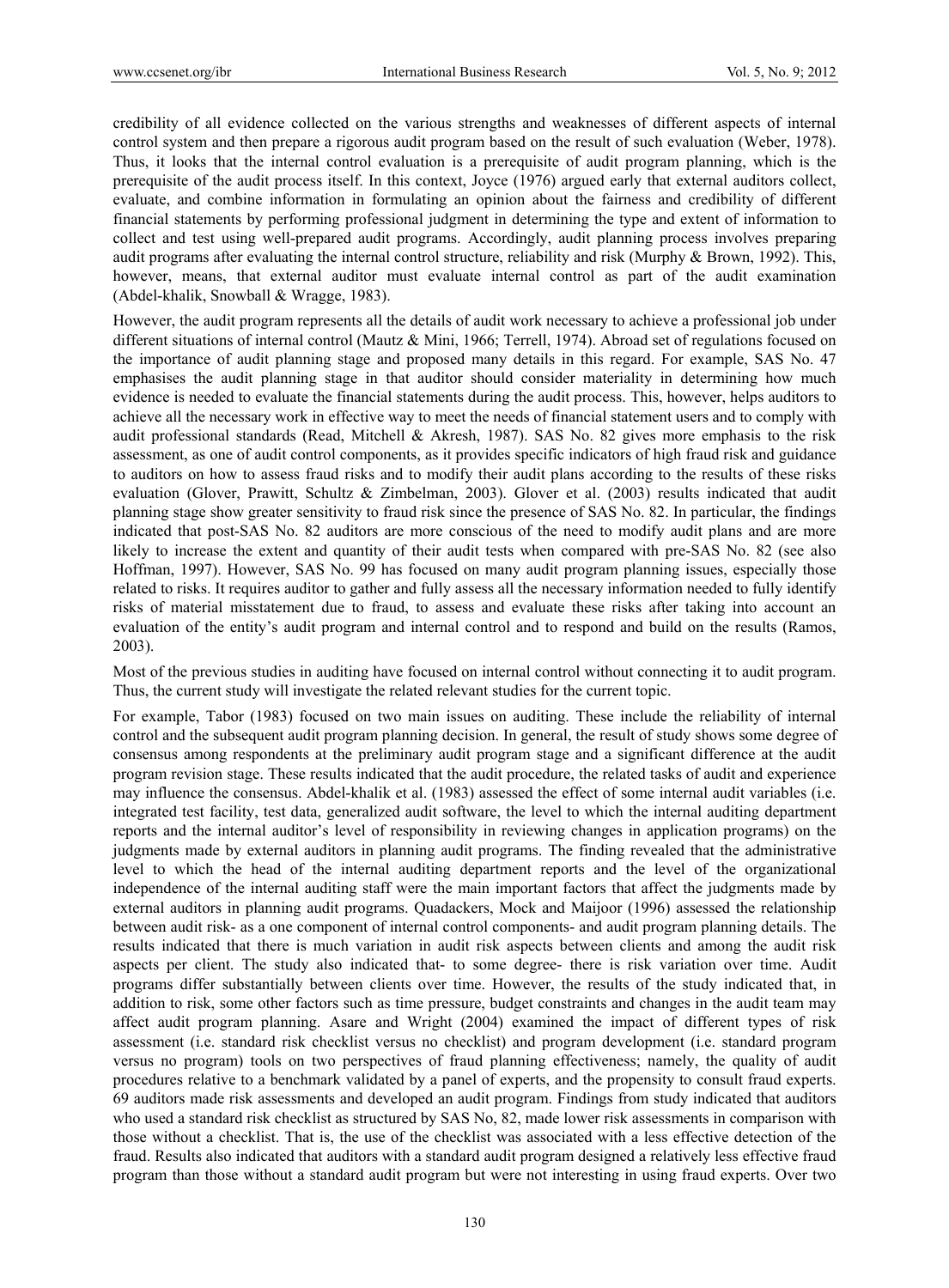credibility of all evidence collected on the various strengths and weaknesses of different aspects of internal control system and then prepare a rigorous audit program based on the result of such evaluation (Weber, 1978). Thus, it looks that the internal control evaluation is a prerequisite of audit program planning, which is the prerequisite of the audit process itself. In this context, Joyce (1976) argued early that external auditors collect, evaluate, and combine information in formulating an opinion about the fairness and credibility of different financial statements by performing professional judgment in determining the type and extent of information to collect and test using well-prepared audit programs. Accordingly, audit planning process involves preparing audit programs after evaluating the internal control structure, reliability and risk (Murphy & Brown, 1992). This, however, means, that external auditor must evaluate internal control as part of the audit examination (Abdel-khalik, Snowball & Wragge, 1983).

However, the audit program represents all the details of audit work necessary to achieve a professional job under different situations of internal control (Mautz & Mini, 1966; Terrell, 1974). Abroad set of regulations focused on the importance of audit planning stage and proposed many details in this regard. For example, SAS No. 47 emphasises the audit planning stage in that auditor should consider materiality in determining how much evidence is needed to evaluate the financial statements during the audit process. This, however, helps auditors to achieve all the necessary work in effective way to meet the needs of financial statement users and to comply with audit professional standards (Read, Mitchell & Akresh, 1987). SAS No. 82 gives more emphasis to the risk assessment, as one of audit control components, as it provides specific indicators of high fraud risk and guidance to auditors on how to assess fraud risks and to modify their audit plans according to the results of these risks evaluation (Glover, Prawitt, Schultz & Zimbelman, 2003). Glover et al. (2003) results indicated that audit planning stage show greater sensitivity to fraud risk since the presence of SAS No. 82. In particular, the findings indicated that post-SAS No. 82 auditors are more conscious of the need to modify audit plans and are more likely to increase the extent and quantity of their audit tests when compared with pre-SAS No. 82 (see also Hoffman, 1997). However, SAS No. 99 has focused on many audit program planning issues, especially those related to risks. It requires auditor to gather and fully assess all the necessary information needed to fully identify risks of material misstatement due to fraud, to assess and evaluate these risks after taking into account an evaluation of the entity's audit program and internal control and to respond and build on the results (Ramos, 2003).

Most of the previous studies in auditing have focused on internal control without connecting it to audit program. Thus, the current study will investigate the related relevant studies for the current topic.

For example, Tabor (1983) focused on two main issues on auditing. These include the reliability of internal control and the subsequent audit program planning decision. In general, the result of study shows some degree of consensus among respondents at the preliminary audit program stage and a significant difference at the audit program revision stage. These results indicated that the audit procedure, the related tasks of audit and experience may influence the consensus. Abdel-khalik et al. (1983) assessed the effect of some internal audit variables (i.e. integrated test facility, test data, generalized audit software, the level to which the internal auditing department reports and the internal auditor's level of responsibility in reviewing changes in application programs) on the judgments made by external auditors in planning audit programs. The finding revealed that the administrative level to which the head of the internal auditing department reports and the level of the organizational independence of the internal auditing staff were the main important factors that affect the judgments made by external auditors in planning audit programs. Quadackers, Mock and Maijoor (1996) assessed the relationship between audit risk- as a one component of internal control components- and audit program planning details. The results indicated that there is much variation in audit risk aspects between clients and among the audit risk aspects per client. The study also indicated that- to some degree- there is risk variation over time. Audit programs differ substantially between clients over time. However, the results of the study indicated that, in addition to risk, some other factors such as time pressure, budget constraints and changes in the audit team may affect audit program planning. Asare and Wright (2004) examined the impact of different types of risk assessment (i.e. standard risk checklist versus no checklist) and program development (i.e. standard program versus no program) tools on two perspectives of fraud planning effectiveness; namely, the quality of audit procedures relative to a benchmark validated by a panel of experts, and the propensity to consult fraud experts. 69 auditors made risk assessments and developed an audit program. Findings from study indicated that auditors who used a standard risk checklist as structured by SAS No, 82, made lower risk assessments in comparison with those without a checklist. That is, the use of the checklist was associated with a less effective detection of the fraud. Results also indicated that auditors with a standard audit program designed a relatively less effective fraud program than those without a standard audit program but were not interesting in using fraud experts. Over two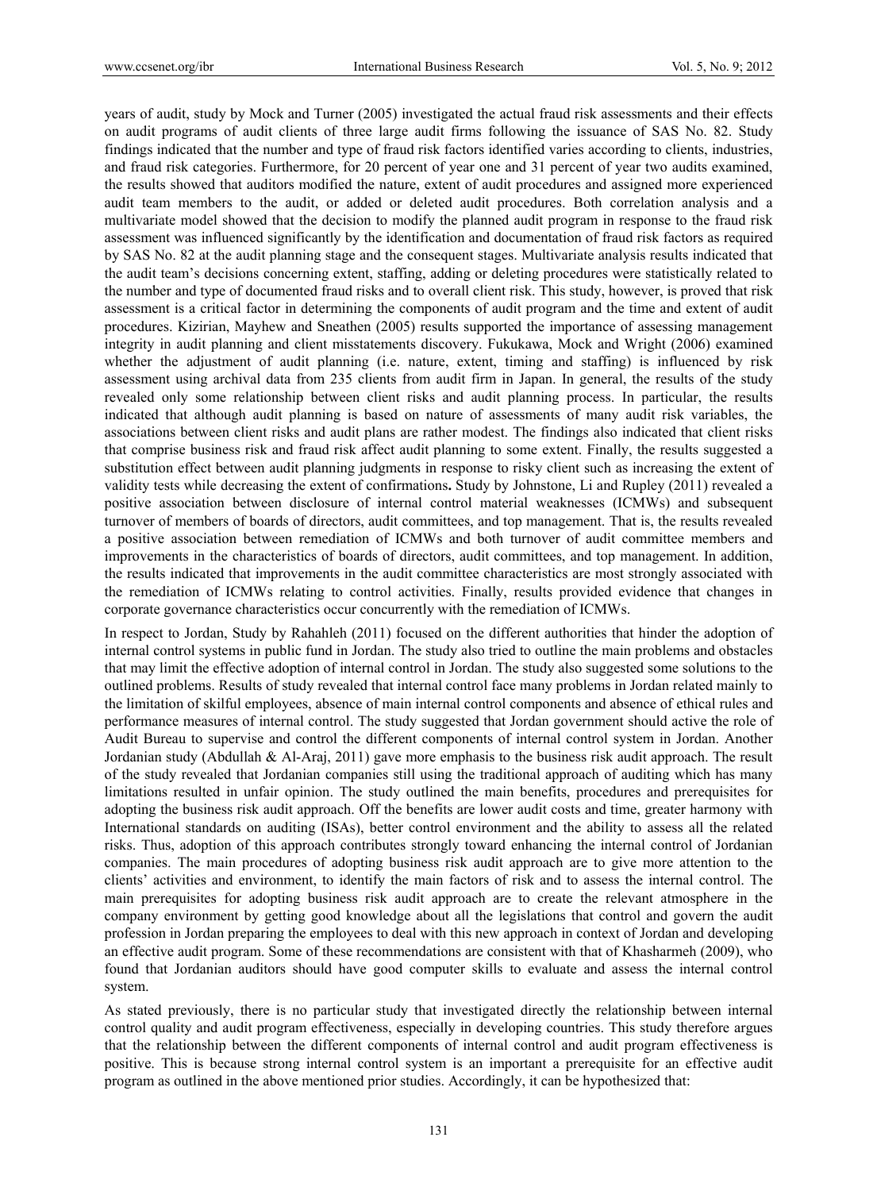years of audit, study by Mock and Turner (2005) investigated the actual fraud risk assessments and their effects on audit programs of audit clients of three large audit firms following the issuance of SAS No. 82. Study findings indicated that the number and type of fraud risk factors identified varies according to clients, industries, and fraud risk categories. Furthermore, for 20 percent of year one and 31 percent of year two audits examined, the results showed that auditors modified the nature, extent of audit procedures and assigned more experienced audit team members to the audit, or added or deleted audit procedures. Both correlation analysis and a multivariate model showed that the decision to modify the planned audit program in response to the fraud risk assessment was influenced significantly by the identification and documentation of fraud risk factors as required by SAS No. 82 at the audit planning stage and the consequent stages. Multivariate analysis results indicated that the audit team's decisions concerning extent, staffing, adding or deleting procedures were statistically related to the number and type of documented fraud risks and to overall client risk. This study, however, is proved that risk assessment is a critical factor in determining the components of audit program and the time and extent of audit procedures. Kizirian, Mayhew and Sneathen (2005) results supported the importance of assessing management integrity in audit planning and client misstatements discovery. Fukukawa, Mock and Wright (2006) examined whether the adjustment of audit planning (i.e. nature, extent, timing and staffing) is influenced by risk assessment using archival data from 235 clients from audit firm in Japan. In general, the results of the study revealed only some relationship between client risks and audit planning process. In particular, the results indicated that although audit planning is based on nature of assessments of many audit risk variables, the associations between client risks and audit plans are rather modest. The findings also indicated that client risks that comprise business risk and fraud risk affect audit planning to some extent. Finally, the results suggested a substitution effect between audit planning judgments in response to risky client such as increasing the extent of validity tests while decreasing the extent of confirmations**.** Study by Johnstone, Li and Rupley (2011) revealed a positive association between disclosure of internal control material weaknesses (ICMWs) and subsequent turnover of members of boards of directors, audit committees, and top management. That is, the results revealed a positive association between remediation of ICMWs and both turnover of audit committee members and improvements in the characteristics of boards of directors, audit committees, and top management. In addition, the results indicated that improvements in the audit committee characteristics are most strongly associated with the remediation of ICMWs relating to control activities. Finally, results provided evidence that changes in corporate governance characteristics occur concurrently with the remediation of ICMWs.

In respect to Jordan, Study by Rahahleh (2011) focused on the different authorities that hinder the adoption of internal control systems in public fund in Jordan. The study also tried to outline the main problems and obstacles that may limit the effective adoption of internal control in Jordan. The study also suggested some solutions to the outlined problems. Results of study revealed that internal control face many problems in Jordan related mainly to the limitation of skilful employees, absence of main internal control components and absence of ethical rules and performance measures of internal control. The study suggested that Jordan government should active the role of Audit Bureau to supervise and control the different components of internal control system in Jordan. Another Jordanian study (Abdullah & Al-Araj, 2011) gave more emphasis to the business risk audit approach. The result of the study revealed that Jordanian companies still using the traditional approach of auditing which has many limitations resulted in unfair opinion. The study outlined the main benefits, procedures and prerequisites for adopting the business risk audit approach. Off the benefits are lower audit costs and time, greater harmony with International standards on auditing (ISAs), better control environment and the ability to assess all the related risks. Thus, adoption of this approach contributes strongly toward enhancing the internal control of Jordanian companies. The main procedures of adopting business risk audit approach are to give more attention to the clients' activities and environment, to identify the main factors of risk and to assess the internal control. The main prerequisites for adopting business risk audit approach are to create the relevant atmosphere in the company environment by getting good knowledge about all the legislations that control and govern the audit profession in Jordan preparing the employees to deal with this new approach in context of Jordan and developing an effective audit program. Some of these recommendations are consistent with that of Khasharmeh (2009), who found that Jordanian auditors should have good computer skills to evaluate and assess the internal control system.

As stated previously, there is no particular study that investigated directly the relationship between internal control quality and audit program effectiveness, especially in developing countries. This study therefore argues that the relationship between the different components of internal control and audit program effectiveness is positive. This is because strong internal control system is an important a prerequisite for an effective audit program as outlined in the above mentioned prior studies. Accordingly, it can be hypothesized that: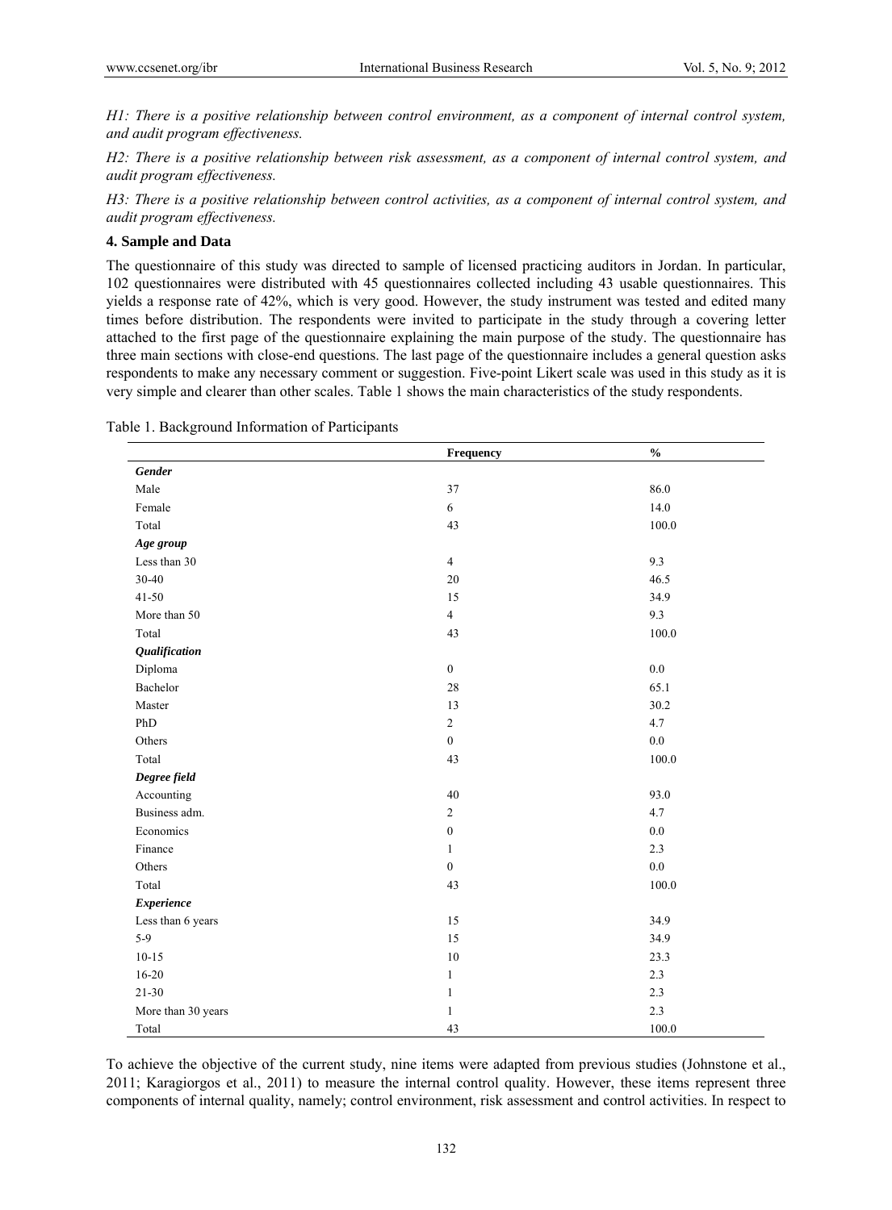*H1: There is a positive relationship between control environment, as a component of internal control system, and audit program effectiveness.*

*H2: There is a positive relationship between risk assessment, as a component of internal control system, and audit program effectiveness.*

*H3: There is a positive relationship between control activities, as a component of internal control system, and audit program effectiveness.*

## 4. Sample and Data

The questionnaire of this study was directed to sample of licensed practicing auditors in Jordan. In particular, 102 questionnaires were distributed with 45 questionnaires collected including 43 usable questionnaires. This yields a response rate of 42%, which is very good. However, the study instrument was tested and edited many times before distribution. The respondents were invited to participate in the study through a covering letter attached to the first page of the questionnaire explaining the main purpose of the study. The questionnaire has three main sections with close-end questions. The last page of the questionnaire includes a general question asks respondents to make any necessary comment or suggestion. Five-point Likert scale was used in this study as it is very simple and clearer than other scales. Table 1 shows the main characteristics of the study respondents.

Table 1. Background Information of Participants

| | Frequency | % |
|---|---|---|
| ***Gender*** | | |
| Male | 37 | 86.0 |
| Female | 6 | 14.0 |
| Total | 43 | 100.0 |
| ***Age group*** | | |
| Less than 30 | 4 | 9.3 |
| 30-40 | 20 | 46.5 |
| 41-50 | 15 | 34.9 |
| More than 50 | 4 | 9.3 |
| Total | 43 | 100.0 |
| ***Qualification*** | | |
| Diploma | 0 | 0.0 |
| Bachelor | 28 | 65.1 |
| Master | 13 | 30.2 |
| PhD | 2 | 4.7 |
| Others | 0 | 0.0 |
| Total | 43 | 100.0 |
| ***Degree field*** | | |
| Accounting | 40 | 93.0 |
| Business adm. | 2 | 4.7 |
| Economics | 0 | 0.0 |
| Finance | 1 | 2.3 |
| Others | 0 | 0.0 |
| Total | 43 | 100.0 |
| ***Experience*** | | |
| Less than 6 years | 15 | 34.9 |
| 5-9 | 15 | 34.9 |
| 10-15 | 10 | 23.3 |
| 16-20 | 1 | 2.3 |
| 21-30 | 1 | 2.3 |
| More than 30 years | 1 | 2.3 |
| Total | 43 | 100.0 |

To achieve the objective of the current study, nine items were adapted from previous studies (Johnstone et al., 2011; Karagiorgos et al., 2011) to measure the internal control quality. However, these items represent three components of internal quality, namely; control environment, risk assessment and control activities. In respect to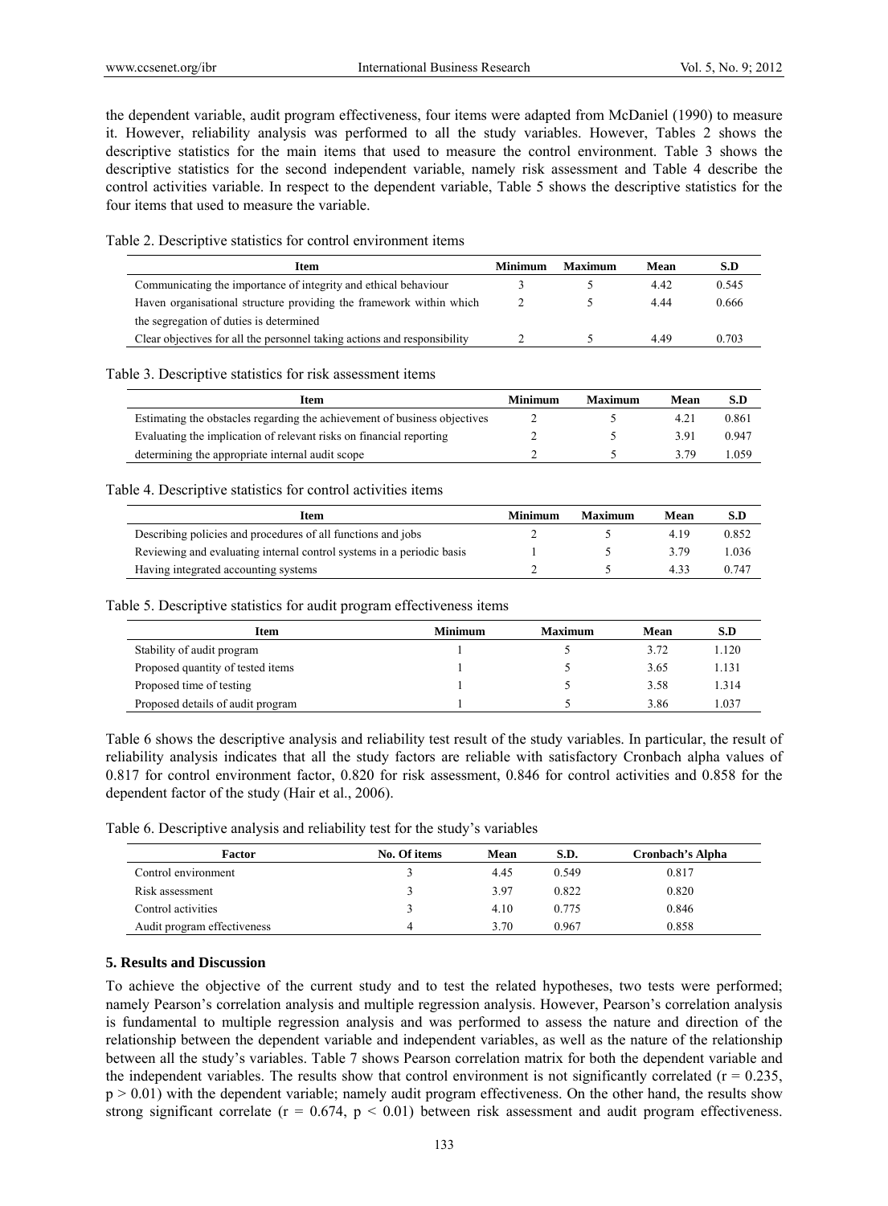the dependent variable, audit program effectiveness, four items were adapted from McDaniel (1990) to measure it. However, reliability analysis was performed to all the study variables. However, Tables 2 shows the descriptive statistics for the main items that used to measure the control environment. Table 3 shows the descriptive statistics for the second independent variable, namely risk assessment and Table 4 describe the control activities variable. In respect to the dependent variable, Table 5 shows the descriptive statistics for the four items that used to measure the variable.

Table 2. Descriptive statistics for control environment items

| Item | Minimum | Maximum | Mean | S.D |
|---|---|---|---|---|
| Communicating the importance of integrity and ethical behaviour | 3 | 5 | 4.42 | 0.545 |
| Haven organisational structure providing the framework within which the segregation of duties is determined | 2 | 5 | 4.44 | 0.666 |
| Clear objectives for all the personnel taking actions and responsibility | 2 | 5 | 4.49 | 0.703 |

Table 3. Descriptive statistics for risk assessment items

| Item | Minimum | Maximum | Mean | S.D |
|---|---|---|---|---|
| Estimating the obstacles regarding the achievement of business objectives | 2 | 5 | 4.21 | 0.861 |
| Evaluating the implication of relevant risks on financial reporting | 2 | 5 | 3.91 | 0.947 |
| determining the appropriate internal audit scope | 2 | 5 | 3.79 | 1.059 |

Table 4. Descriptive statistics for control activities items

| Item | Minimum | Maximum | Mean | S.D |
|---|---|---|---|---|
| Describing policies and procedures of all functions and jobs | 2 | 5 | 4.19 | 0.852 |
| Reviewing and evaluating internal control systems in a periodic basis | 1 | 5 | 3.79 | 1.036 |
| Having integrated accounting systems | 2 | 5 | 4.33 | 0.747 |

Table 5. Descriptive statistics for audit program effectiveness items

| Item | Minimum | Maximum | Mean | S.D |
|---|---|---|---|---|
| Stability of audit program | 1 | 5 | 3.72 | 1.120 |
| Proposed quantity of tested items | 1 | 5 | 3.65 | 1.131 |
| Proposed time of testing | 1 | 5 | 3.58 | 1.314 |
| Proposed details of audit program | 1 | 5 | 3.86 | 1.037 |

Table 6 shows the descriptive analysis and reliability test result of the study variables. In particular, the result of reliability analysis indicates that all the study factors are reliable with satisfactory Cronbach alpha values of 0.817 for control environment factor, 0.820 for risk assessment, 0.846 for control activities and 0.858 for the dependent factor of the study (Hair et al., 2006).

Table 6. Descriptive analysis and reliability test for the study's variables

| Factor | No. Of items | Mean | S.D. | Cronbach's Alpha |
|---|---|---|---|---|
| Control environment | 3 | 4.45 | 0.549 | 0.817 |
| Risk assessment | 3 | 3.97 | 0.822 | 0.820 |
| Control activities | 3 | 4.10 | 0.775 | 0.846 |
| Audit program effectiveness | 4 | 3.70 | 0.967 | 0.858 |

## 5. Results and Discussion

To achieve the objective of the current study and to test the related hypotheses, two tests were performed; namely Pearson's correlation analysis and multiple regression analysis. However, Pearson's correlation analysis is fundamental to multiple regression analysis and was performed to assess the nature and direction of the relationship between the dependent variable and independent variables, as well as the nature of the relationship between all the study's variables. Table 7 shows Pearson correlation matrix for both the dependent variable and the independent variables. The results show that control environment is not significantly correlated ($r = 0.235$, $p > 0.01$) with the dependent variable; namely audit program effectiveness. On the other hand, the results show strong significant correlate ($r = 0.674$, $p < 0.01$) between risk assessment and audit program effectiveness.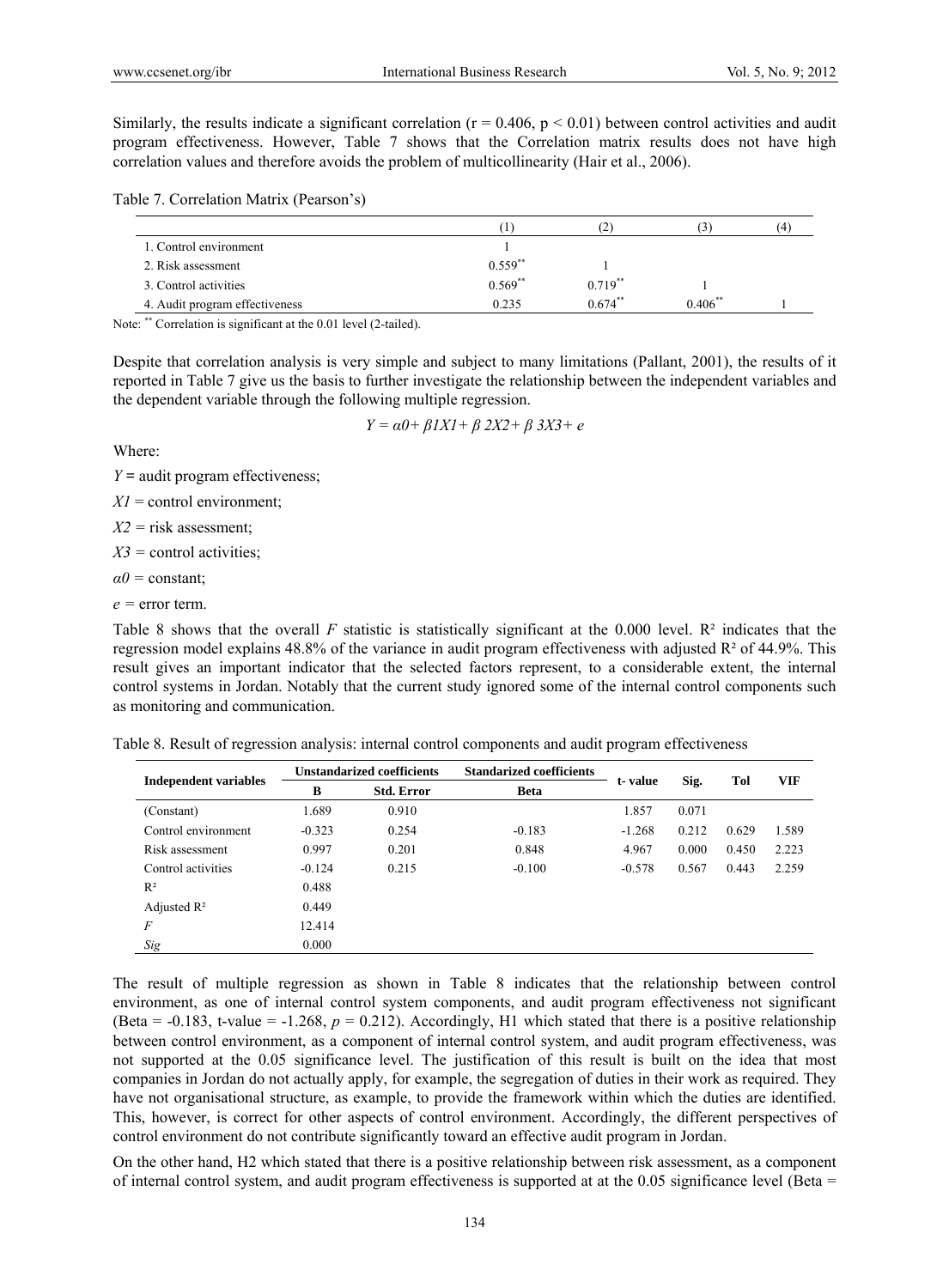Similarly, the results indicate a significant correlation ($r = 0.406$, $p < 0.01$) between control activities and audit program effectiveness. However, Table 7 shows that the Correlation matrix results does not have high correlation values and therefore avoids the problem of multicollinearity (Hair et al., 2006).

Table 7. Correlation Matrix (Pearson's)

| | (1) | (2) | (3) | (4) |
|---|---|---|---|---|
| 1. Control environment | 1 | | | |
| 2. Risk assessment | 0.559** | 1 | | |
| 3. Control activities | 0.569** | 0.719** | 1 | |
| 4. Audit program effectiveness | 0.235 | 0.674** | 0.406** | 1 |

Note: ** Correlation is significant at the 0.01 level (2-tailed).

Despite that correlation analysis is very simple and subject to many limitations (Pallant, 2001), the results of it reported in Table 7 give us the basis to further investigate the relationship between the independent variables and the dependent variable through the following multiple regression.

$$Y = \alpha 0 + \beta 1X1 + \beta\ 2X2 + \beta\ 3X3 + e$$

Where:

$Y$ = audit program effectiveness;

$X1$ = control environment;

$X2$ = risk assessment;

$X3$ = control activities;

$\alpha 0$ = constant;

$e$ = error term.

Table 8 shows that the overall $F$ statistic is statistically significant at the 0.000 level. $R^2$ indicates that the regression model explains 48.8% of the variance in audit program effectiveness with adjusted $R^2$ of 44.9%. This result gives an important indicator that the selected factors represent, to a considerable extent, the internal control systems in Jordan. Notably that the current study ignored some of the internal control components such as monitoring and communication.

Table 8. Result of regression analysis: internal control components and audit program effectiveness

| Independent variables | Unstandarized coefficients | | Standarized coefficients | t- value | Sig. | Tol | VIF |
|---|---|---|---|---|---|---|---|
| | B | Std. Error | Beta | | | | |
| (Constant) | 1.689 | 0.910 | | 1.857 | 0.071 | | |
| Control environment | -0.323 | 0.254 | -0.183 | -1.268 | 0.212 | 0.629 | 1.589 |
| Risk assessment | 0.997 | 0.201 | 0.848 | 4.967 | 0.000 | 0.450 | 2.223 |
| Control activities | -0.124 | 0.215 | -0.100 | -0.578 | 0.567 | 0.443 | 2.259 |
| $R^2$ | 0.488 | | | | | | |
| Adjusted $R^2$ | 0.449 | | | | | | |
| $F$ | 12.414 | | | | | | |
| *Sig* | 0.000 | | | | | | |

The result of multiple regression as shown in Table 8 indicates that the relationship between control environment, as one of internal control system components, and audit program effectiveness not significant (Beta = -0.183, t-value = -1.268, $p$ = 0.212). Accordingly, H1 which stated that there is a positive relationship between control environment, as a component of internal control system, and audit program effectiveness, was not supported at the 0.05 significance level. The justification of this result is built on the idea that most companies in Jordan do not actually apply, for example, the segregation of duties in their work as required. They have not organisational structure, as example, to provide the framework within which the duties are identified. This, however, is correct for other aspects of control environment. Accordingly, the different perspectives of control environment do not contribute significantly toward an effective audit program in Jordan.

On the other hand, H2 which stated that there is a positive relationship between risk assessment, as a component of internal control system, and audit program effectiveness is supported at at the 0.05 significance level (Beta =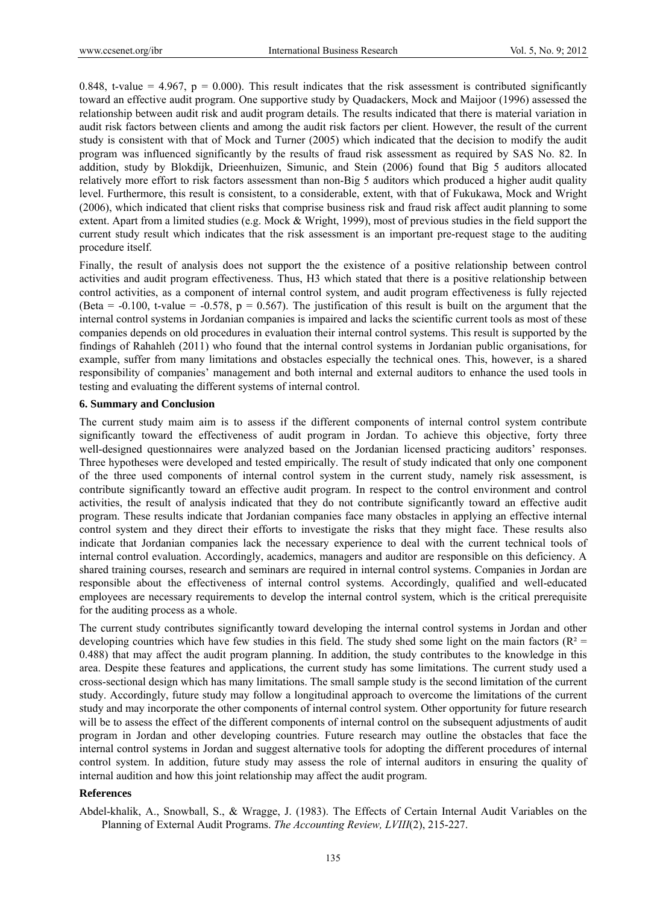0.848, t-value = 4.967, p = 0.000). This result indicates that the risk assessment is contributed significantly toward an effective audit program. One supportive study by Quadackers, Mock and Maijoor (1996) assessed the relationship between audit risk and audit program details. The results indicated that there is material variation in audit risk factors between clients and among the audit risk factors per client. However, the result of the current study is consistent with that of Mock and Turner (2005) which indicated that the decision to modify the audit program was influenced significantly by the results of fraud risk assessment as required by SAS No. 82. In addition, study by Blokdijk, Drieenhuizen, Simunic, and Stein (2006) found that Big 5 auditors allocated relatively more effort to risk factors assessment than non-Big 5 auditors which produced a higher audit quality level. Furthermore, this result is consistent, to a considerable, extent, with that of Fukukawa, Mock and Wright (2006), which indicated that client risks that comprise business risk and fraud risk affect audit planning to some extent. Apart from a limited studies (e.g. Mock & Wright, 1999), most of previous studies in the field support the current study result which indicates that the risk assessment is an important pre-request stage to the auditing procedure itself.

Finally, the result of analysis does not support the the existence of a positive relationship between control activities and audit program effectiveness. Thus, H3 which stated that there is a positive relationship between control activities, as a component of internal control system, and audit program effectiveness is fully rejected (Beta = -0.100, t-value = -0.578, p = 0.567). The justification of this result is built on the argument that the internal control systems in Jordanian companies is impaired and lacks the scientific current tools as most of these companies depends on old procedures in evaluation their internal control systems. This result is supported by the findings of Rahahleh (2011) who found that the internal control systems in Jordanian public organisations, for example, suffer from many limitations and obstacles especially the technical ones. This, however, is a shared responsibility of companies' management and both internal and external auditors to enhance the used tools in testing and evaluating the different systems of internal control.

## 6. Summary and Conclusion

The current study maim aim is to assess if the different components of internal control system contribute significantly toward the effectiveness of audit program in Jordan. To achieve this objective, forty three well-designed questionnaires were analyzed based on the Jordanian licensed practicing auditors' responses. Three hypotheses were developed and tested empirically. The result of study indicated that only one component of the three used components of internal control system in the current study, namely risk assessment, is contribute significantly toward an effective audit program. In respect to the control environment and control activities, the result of analysis indicated that they do not contribute significantly toward an effective audit program. These results indicate that Jordanian companies face many obstacles in applying an effective internal control system and they direct their efforts to investigate the risks that they might face. These results also indicate that Jordanian companies lack the necessary experience to deal with the current technical tools of internal control evaluation. Accordingly, academics, managers and auditor are responsible on this deficiency. A shared training courses, research and seminars are required in internal control systems. Companies in Jordan are responsible about the effectiveness of internal control systems. Accordingly, qualified and well-educated employees are necessary requirements to develop the internal control system, which is the critical prerequisite for the auditing process as a whole.

The current study contributes significantly toward developing the internal control systems in Jordan and other developing countries which have few studies in this field. The study shed some light on the main factors ($R^2$ = 0.488) that may affect the audit program planning. In addition, the study contributes to the knowledge in this area. Despite these features and applications, the current study has some limitations. The current study used a cross-sectional design which has many limitations. The small sample study is the second limitation of the current study. Accordingly, future study may follow a longitudinal approach to overcome the limitations of the current study and may incorporate the other components of internal control system. Other opportunity for future research will be to assess the effect of the different components of internal control on the subsequent adjustments of audit program in Jordan and other developing countries. Future research may outline the obstacles that face the internal control systems in Jordan and suggest alternative tools for adopting the different procedures of internal control system. In addition, future study may assess the role of internal auditors in ensuring the quality of internal audition and how this joint relationship may affect the audit program.

## References

Abdel-khalik, A., Snowball, S., & Wragge, J. (1983). The Effects of Certain Internal Audit Variables on the Planning of External Audit Programs. *The Accounting Review, LVIII*(2), 215-227.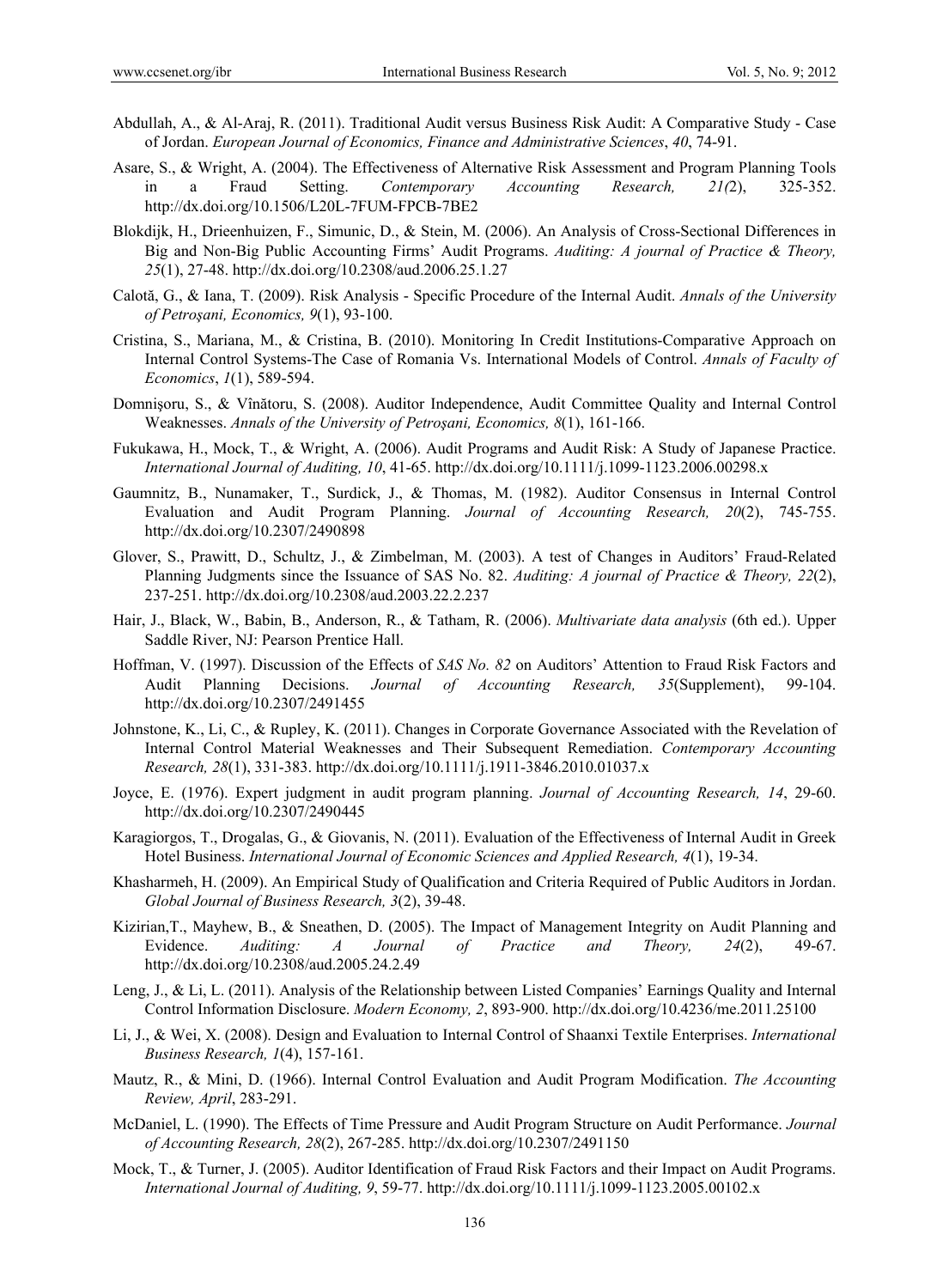Abdullah, A., & Al-Araj, R. (2011). Traditional Audit versus Business Risk Audit: A Comparative Study - Case of Jordan. *European Journal of Economics, Finance and Administrative Sciences*, *40*, 74-91.

Asare, S., & Wright, A. (2004). The Effectiveness of Alternative Risk Assessment and Program Planning Tools in a Fraud Setting. *Contemporary Accounting Research, 21(*2), 325-352. http://dx.doi.org/10.1506/L20L-7FUM-FPCB-7BE2

Blokdijk, H., Drieenhuizen, F., Simunic, D., & Stein, M. (2006). An Analysis of Cross-Sectional Differences in Big and Non-Big Public Accounting Firms' Audit Programs. *Auditing: A journal of Practice & Theory, 25*(1), 27-48. http://dx.doi.org/10.2308/aud.2006.25.1.27

Calotă, G., & Iana, T. (2009). Risk Analysis - Specific Procedure of the Internal Audit. *Annals of the University of Petroşani, Economics, 9*(1), 93-100.

Cristina, S., Mariana, M., & Cristina, B. (2010). Monitoring In Credit Institutions-Comparative Approach on Internal Control Systems-The Case of Romania Vs. International Models of Control. *Annals of Faculty of Economics*, *1*(1), 589-594.

Domnişoru, S., & Vînătoru, S. (2008). Auditor Independence, Audit Committee Quality and Internal Control Weaknesses. *Annals of the University of Petroşani, Economics, 8*(1), 161-166.

Fukukawa, H., Mock, T., & Wright, A. (2006). Audit Programs and Audit Risk: A Study of Japanese Practice. *International Journal of Auditing, 10*, 41-65. http://dx.doi.org/10.1111/j.1099-1123.2006.00298.x

Gaumnitz, B., Nunamaker, T., Surdick, J., & Thomas, M. (1982). Auditor Consensus in Internal Control Evaluation and Audit Program Planning. *Journal of Accounting Research, 20*(2), 745-755. http://dx.doi.org/10.2307/2490898

Glover, S., Prawitt, D., Schultz, J., & Zimbelman, M. (2003). A test of Changes in Auditors' Fraud-Related Planning Judgments since the Issuance of SAS No. 82. *Auditing: A journal of Practice & Theory, 22*(2), 237-251. http://dx.doi.org/10.2308/aud.2003.22.2.237

Hair, J., Black, W., Babin, B., Anderson, R., & Tatham, R. (2006). *Multivariate data analysis* (6th ed.). Upper Saddle River, NJ: Pearson Prentice Hall.

Hoffman, V. (1997). Discussion of the Effects of *SAS No. 82* on Auditors' Attention to Fraud Risk Factors and Audit Planning Decisions. *Journal of Accounting Research, 35*(Supplement), 99-104. http://dx.doi.org/10.2307/2491455

Johnstone, K., Li, C., & Rupley, K. (2011). Changes in Corporate Governance Associated with the Revelation of Internal Control Material Weaknesses and Their Subsequent Remediation. *Contemporary Accounting Research, 28*(1), 331-383. http://dx.doi.org/10.1111/j.1911-3846.2010.01037.x

Joyce, E. (1976). Expert judgment in audit program planning. *Journal of Accounting Research, 14*, 29-60. http://dx.doi.org/10.2307/2490445

Karagiorgos, T., Drogalas, G., & Giovanis, N. (2011). Evaluation of the Effectiveness of Internal Audit in Greek Hotel Business. *International Journal of Economic Sciences and Applied Research, 4*(1), 19-34.

Khasharmeh, H. (2009). An Empirical Study of Qualification and Criteria Required of Public Auditors in Jordan. *Global Journal of Business Research, 3*(2), 39-48.

Kizirian,T., Mayhew, B., & Sneathen, D. (2005). The Impact of Management Integrity on Audit Planning and Evidence. *Auditing: A Journal of Practice and Theory, 24*(2), 49-67. http://dx.doi.org/10.2308/aud.2005.24.2.49

Leng, J., & Li, L. (2011). Analysis of the Relationship between Listed Companies' Earnings Quality and Internal Control Information Disclosure. *Modern Economy, 2*, 893-900. http://dx.doi.org/10.4236/me.2011.25100

Li, J., & Wei, X. (2008). Design and Evaluation to Internal Control of Shaanxi Textile Enterprises. *International Business Research, 1*(4), 157-161.

Mautz, R., & Mini, D. (1966). Internal Control Evaluation and Audit Program Modification. *The Accounting Review, April*, 283-291.

McDaniel, L. (1990). The Effects of Time Pressure and Audit Program Structure on Audit Performance. *Journal of Accounting Research, 28*(2), 267-285. http://dx.doi.org/10.2307/2491150

Mock, T., & Turner, J. (2005). Auditor Identification of Fraud Risk Factors and their Impact on Audit Programs. *International Journal of Auditing, 9*, 59-77. http://dx.doi.org/10.1111/j.1099-1123.2005.00102.x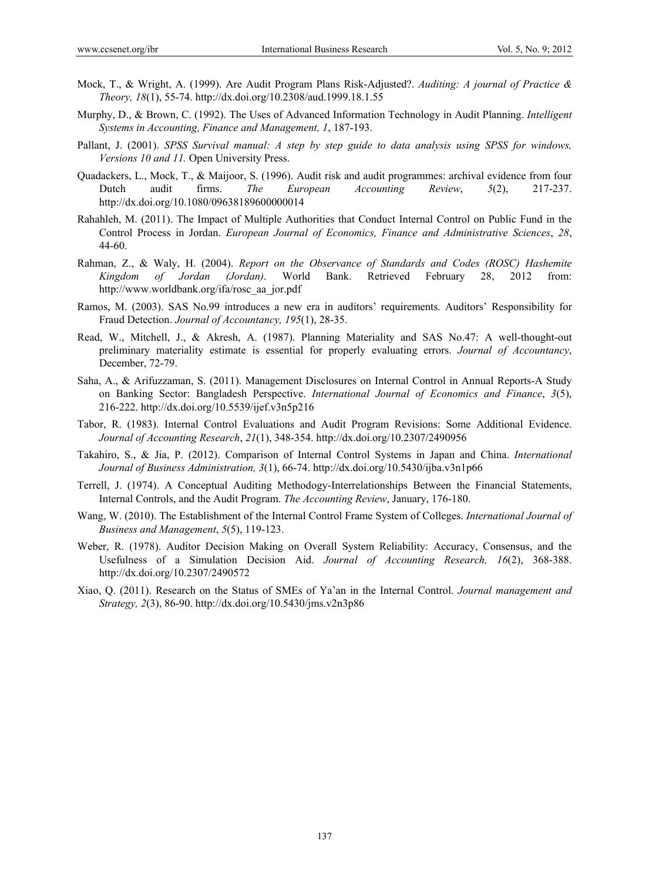Mock, T., & Wright, A. (1999). Are Audit Program Plans Risk-Adjusted?. *Auditing: A journal of Practice & Theory, 18*(1), 55-74. http://dx.doi.org/10.2308/aud.1999.18.1.55

Murphy, D., & Brown, C. (1992). The Uses of Advanced Information Technology in Audit Planning. *Intelligent Systems in Accounting, Finance and Management, 1*, 187-193.

Pallant, J. (2001). *SPSS Survival manual: A step by step guide to data analysis using SPSS for windows, Versions 10 and 11.* Open University Press.

Quadackers, L., Mock, T., & Maijoor, S. (1996). Audit risk and audit programmes: archival evidence from four Dutch audit firms. *The European Accounting Review*, *5*(2), 217-237. http://dx.doi.org/10.1080/09638189600000014

Rahahleh, M. (2011). The Impact of Multiple Authorities that Conduct Internal Control on Public Fund in the Control Process in Jordan. *European Journal of Economics, Finance and Administrative Sciences*, *28*, 44-60.

Rahman, Z., & Waly, H. (2004). *Report on the Observance of Standards and Codes (ROSC) Hashemite Kingdom of Jordan (Jordan)*. World Bank. Retrieved February 28, 2012 from: http://www.worldbank.org/ifa/rosc_aa_jor.pdf

Ramos, M. (2003). SAS No.99 introduces a new era in auditors' requirements. Auditors' Responsibility for Fraud Detection. *Journal of Accountancy, 195*(1), 28-35.

Read, W., Mitchell, J., & Akresh, A. (1987). Planning Materiality and SAS No.47: A well-thought-out preliminary materiality estimate is essential for properly evaluating errors. *Journal of Accountancy*, December, 72-79.

Saha, A., & Arifuzzaman, S. (2011). Management Disclosures on Internal Control in Annual Reports-A Study on Banking Sector: Bangladesh Perspective. *International Journal of Economics and Finance*, *3*(5), 216-222. http://dx.doi.org/10.5539/ijef.v3n5p216

Tabor, R. (1983). Internal Control Evaluations and Audit Program Revisions: Some Additional Evidence. *Journal of Accounting Research*, *21*(1), 348-354. http://dx.doi.org/10.2307/2490956

Takahiro, S., & Jia, P. (2012). Comparison of Internal Control Systems in Japan and China. *International Journal of Business Administration, 3*(1), 66-74. http://dx.doi.org/10.5430/ijba.v3n1p66

Terrell, J. (1974). A Conceptual Auditing Methodogy-Interrelationships Between the Financial Statements, Internal Controls, and the Audit Program. *The Accounting Review*, January, 176-180.

Wang, W. (2010). The Establishment of the Internal Control Frame System of Colleges. *International Journal of Business and Management*, *5*(5), 119-123.

Weber, R. (1978). Auditor Decision Making on Overall System Reliability: Accuracy, Consensus, and the Usefulness of a Simulation Decision Aid. *Journal of Accounting Research, 16*(2), 368-388. http://dx.doi.org/10.2307/2490572

Xiao, Q. (2011). Research on the Status of SMEs of Ya'an in the Internal Control. *Journal management and Strategy, 2*(3), 86-90. http://dx.doi.org/10.5430/jms.v2n3p86